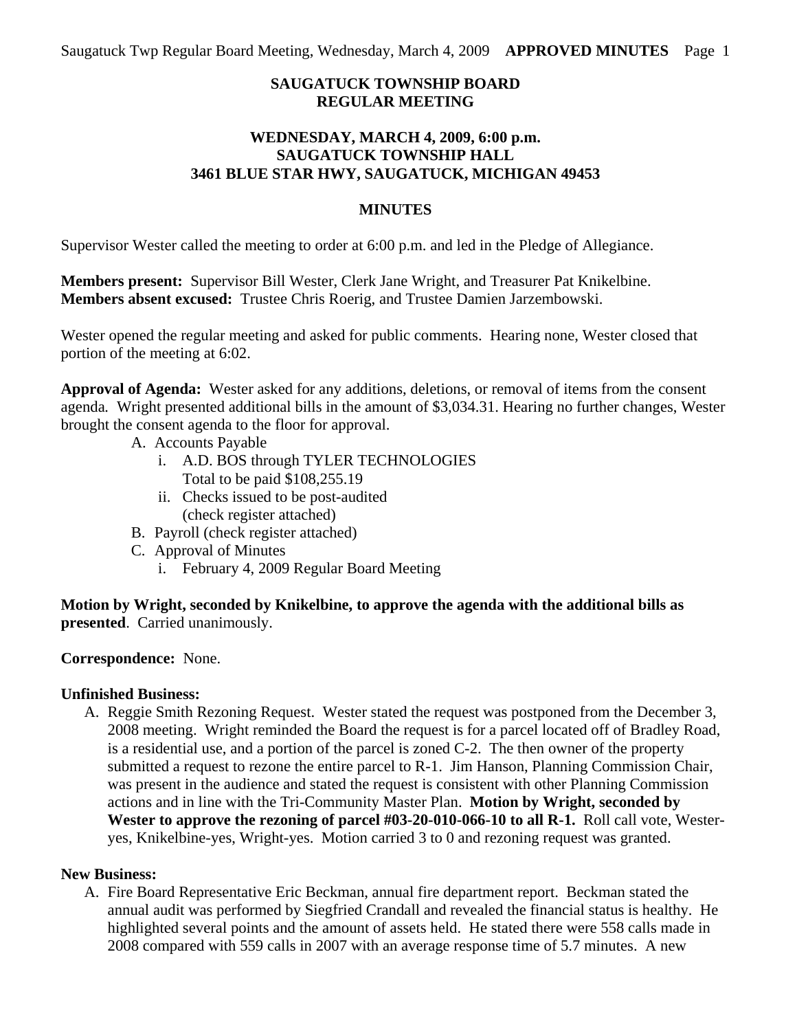# SAUGATUCK TOWNSHIP BOARD
# REGULAR MEETING

## WEDNESDAY, MARCH 4, 2009, 6:00 p.m.
## SAUGATUCK TOWNSHIP HALL
## 3461 BLUE STAR HWY, SAUGATUCK, MICHIGAN 49453

## MINUTES

Supervisor Wester called the meeting to order at 6:00 p.m. and led in the Pledge of Allegiance.

**Members present:** Supervisor Bill Wester, Clerk Jane Wright, and Treasurer Pat Knikelbine.
**Members absent excused:** Trustee Chris Roerig, and Trustee Damien Jarzembowski.

Wester opened the regular meeting and asked for public comments. Hearing none, Wester closed that portion of the meeting at 6:02.

**Approval of Agenda:** Wester asked for any additions, deletions, or removal of items from the consent agenda. Wright presented additional bills in the amount of $3,034.31. Hearing no further changes, Wester brought the consent agenda to the floor for approval.

A. Accounts Payable
   i. A.D. BOS through TYLER TECHNOLOGIES
      Total to be paid $108,255.19
   ii. Checks issued to be post-audited
      (check register attached)
B. Payroll (check register attached)
C. Approval of Minutes
   i. February 4, 2009 Regular Board Meeting

**Motion by Wright, seconded by Knikelbine, to approve the agenda with the additional bills as presented**. Carried unanimously.

**Correspondence:** None.

**Unfinished Business:**

A. Reggie Smith Rezoning Request. Wester stated the request was postponed from the December 3, 2008 meeting. Wright reminded the Board the request is for a parcel located off of Bradley Road, is a residential use, and a portion of the parcel is zoned C-2. The then owner of the property submitted a request to rezone the entire parcel to R-1. Jim Hanson, Planning Commission Chair, was present in the audience and stated the request is consistent with other Planning Commission actions and in line with the Tri-Community Master Plan. **Motion by Wright, seconded by Wester to approve the rezoning of parcel #03-20-010-066-10 to all R-1.** Roll call vote, Wester-yes, Knikelbine-yes, Wright-yes. Motion carried 3 to 0 and rezoning request was granted.

**New Business:**

A. Fire Board Representative Eric Beckman, annual fire department report. Beckman stated the annual audit was performed by Siegfried Crandall and revealed the financial status is healthy. He highlighted several points and the amount of assets held. He stated there were 558 calls made in 2008 compared with 559 calls in 2007 with an average response time of 5.7 minutes. A new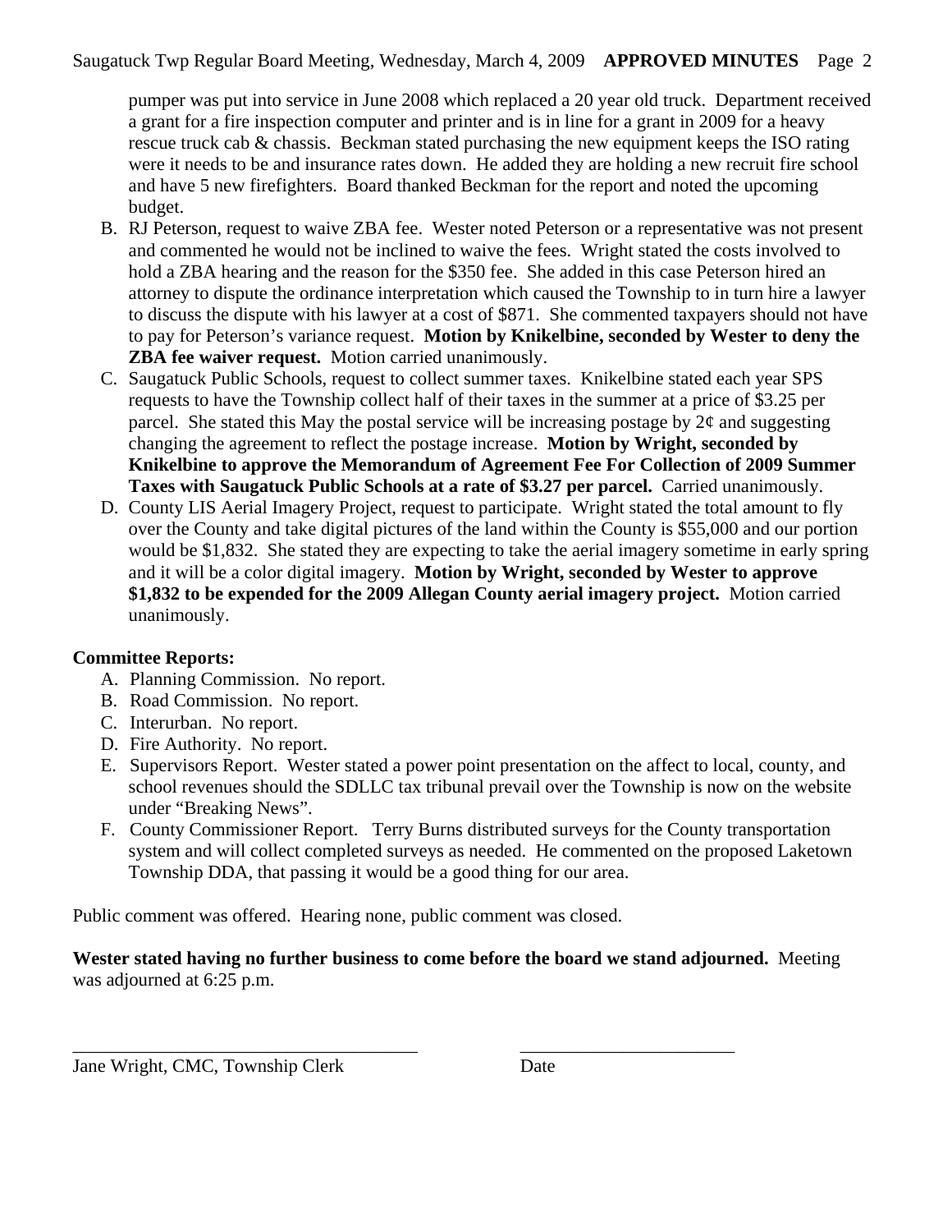pumper was put into service in June 2008 which replaced a 20 year old truck. Department received a grant for a fire inspection computer and printer and is in line for a grant in 2009 for a heavy rescue truck cab & chassis. Beckman stated purchasing the new equipment keeps the ISO rating were it needs to be and insurance rates down. He added they are holding a new recruit fire school and have 5 new firefighters. Board thanked Beckman for the report and noted the upcoming budget.

B. RJ Peterson, request to waive ZBA fee. Wester noted Peterson or a representative was not present and commented he would not be inclined to waive the fees. Wright stated the costs involved to hold a ZBA hearing and the reason for the $350 fee. She added in this case Peterson hired an attorney to dispute the ordinance interpretation which caused the Township to in turn hire a lawyer to discuss the dispute with his lawyer at a cost of $871. She commented taxpayers should not have to pay for Peterson's variance request. **Motion by Knikelbine, seconded by Wester to deny the ZBA fee waiver request.** Motion carried unanimously.

C. Saugatuck Public Schools, request to collect summer taxes. Knikelbine stated each year SPS requests to have the Township collect half of their taxes in the summer at a price of $3.25 per parcel. She stated this May the postal service will be increasing postage by 2¢ and suggesting changing the agreement to reflect the postage increase. **Motion by Wright, seconded by Knikelbine to approve the Memorandum of Agreement Fee For Collection of 2009 Summer Taxes with Saugatuck Public Schools at a rate of $3.27 per parcel.** Carried unanimously.

D. County LIS Aerial Imagery Project, request to participate. Wright stated the total amount to fly over the County and take digital pictures of the land within the County is $55,000 and our portion would be $1,832. She stated they are expecting to take the aerial imagery sometime in early spring and it will be a color digital imagery. **Motion by Wright, seconded by Wester to approve $1,832 to be expended for the 2009 Allegan County aerial imagery project.** Motion carried unanimously.

**Committee Reports:**

A. Planning Commission. No report.
B. Road Commission. No report.
C. Interurban. No report.
D. Fire Authority. No report.
E. Supervisors Report. Wester stated a power point presentation on the affect to local, county, and school revenues should the SDLLC tax tribunal prevail over the Township is now on the website under "Breaking News".
F. County Commissioner Report. Terry Burns distributed surveys for the County transportation system and will collect completed surveys as needed. He commented on the proposed Laketown Township DDA, that passing it would be a good thing for our area.

Public comment was offered. Hearing none, public comment was closed.

**Wester stated having no further business to come before the board we stand adjourned.** Meeting was adjourned at 6:25 p.m.

_____________________________________ ________________________

Jane Wright, CMC, Township Clerk Date